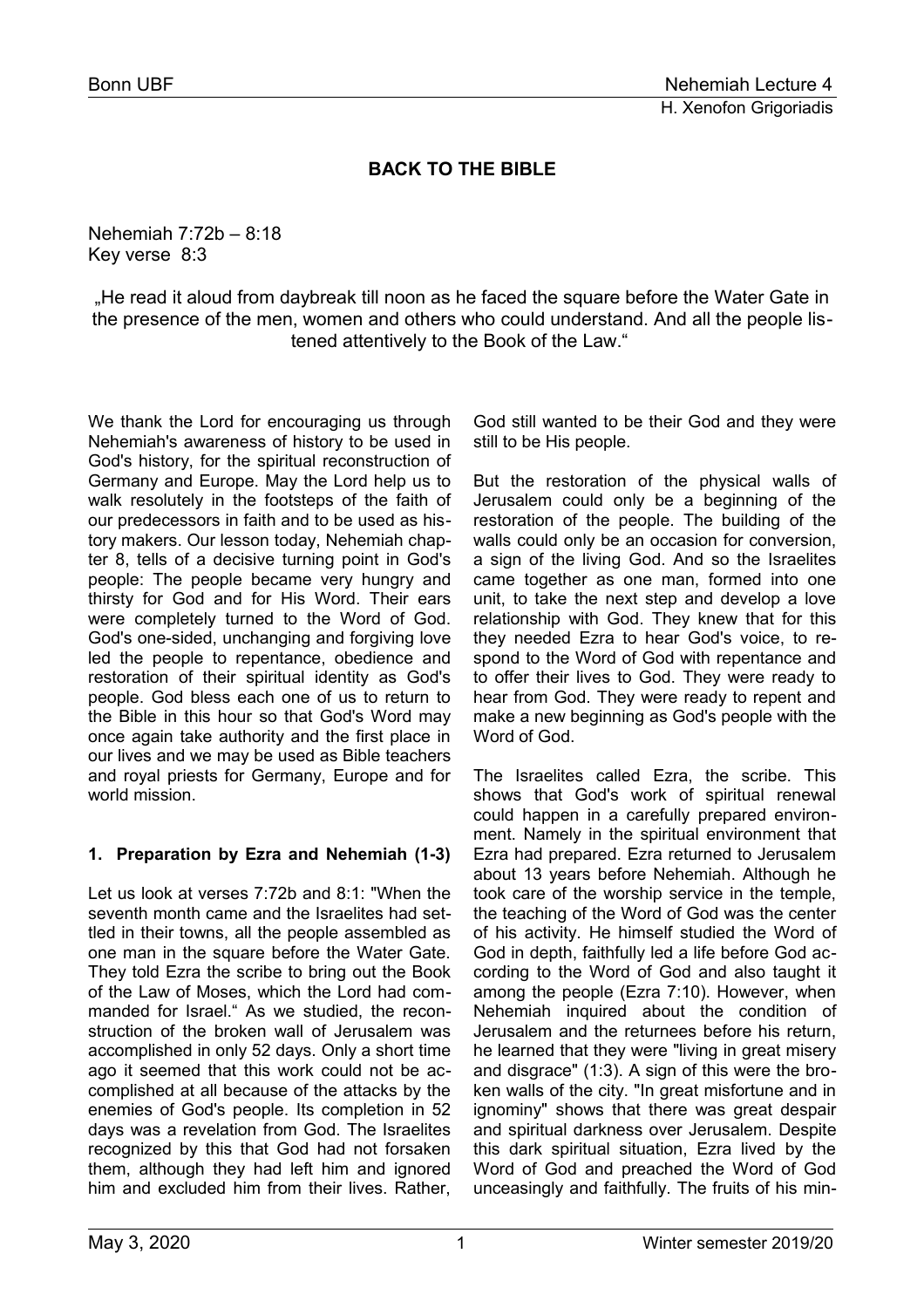# BACK TO THE BIBLE

Nehemiah 7:72b – 8:18
Key verse 8:3

„He read it aloud from daybreak till noon as he faced the square before the Water Gate in the presence of the men, women and others who could understand. And all the people listened attentively to the Book of the Law."

We thank the Lord for encouraging us through Nehemiah's awareness of history to be used in God's history, for the spiritual reconstruction of Germany and Europe. May the Lord help us to walk resolutely in the footsteps of the faith of our predecessors in faith and to be used as history makers. Our lesson today, Nehemiah chapter 8, tells of a decisive turning point in God's people: The people became very hungry and thirsty for God and for His Word. Their ears were completely turned to the Word of God. God's one-sided, unchanging and forgiving love led the people to repentance, obedience and restoration of their spiritual identity as God's people. God bless each one of us to return to the Bible in this hour so that God's Word may once again take authority and the first place in our lives and we may be used as Bible teachers and royal priests for Germany, Europe and for world mission.

## 1. Preparation by Ezra and Nehemiah (1-3)

Let us look at verses 7:72b and 8:1: "When the seventh month came and the Israelites had settled in their towns, all the people assembled as one man in the square before the Water Gate. They told Ezra the scribe to bring out the Book of the Law of Moses, which the Lord had commanded for Israel." As we studied, the reconstruction of the broken wall of Jerusalem was accomplished in only 52 days. Only a short time ago it seemed that this work could not be accomplished at all because of the attacks by the enemies of God's people. Its completion in 52 days was a revelation from God. The Israelites recognized by this that God had not forsaken them, although they had left him and ignored him and excluded him from their lives. Rather, God still wanted to be their God and they were still to be His people.

But the restoration of the physical walls of Jerusalem could only be a beginning of the restoration of the people. The building of the walls could only be an occasion for conversion, a sign of the living God. And so the Israelites came together as one man, formed into one unit, to take the next step and develop a love relationship with God. They knew that for this they needed Ezra to hear God's voice, to respond to the Word of God with repentance and to offer their lives to God. They were ready to hear from God. They were ready to repent and make a new beginning as God's people with the Word of God.

The Israelites called Ezra, the scribe. This shows that God's work of spiritual renewal could happen in a carefully prepared environment. Namely in the spiritual environment that Ezra had prepared. Ezra returned to Jerusalem about 13 years before Nehemiah. Although he took care of the worship service in the temple, the teaching of the Word of God was the center of his activity. He himself studied the Word of God in depth, faithfully led a life before God according to the Word of God and also taught it among the people (Ezra 7:10). However, when Nehemiah inquired about the condition of Jerusalem and the returnees before his return, he learned that they were "living in great misery and disgrace" (1:3). A sign of this were the broken walls of the city. "In great misfortune and in ignominy" shows that there was great despair and spiritual darkness over Jerusalem. Despite this dark spiritual situation, Ezra lived by the Word of God and preached the Word of God unceasingly and faithfully. The fruits of his min-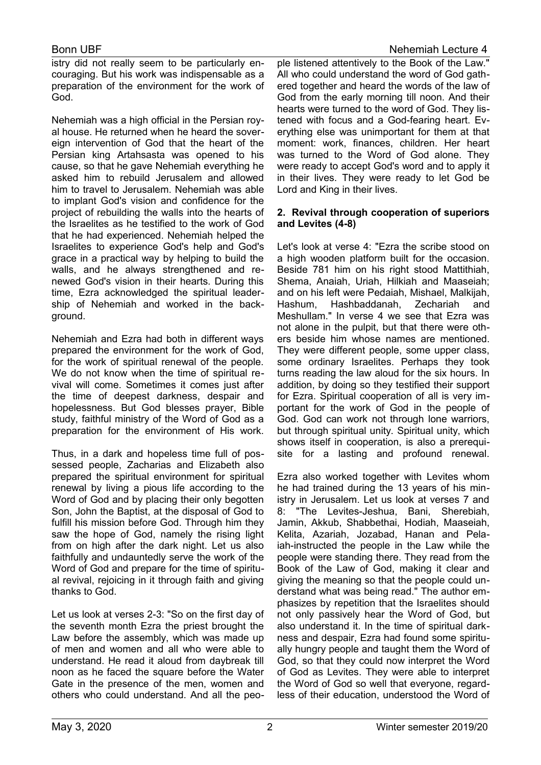istry did not really seem to be particularly encouraging. But his work was indispensable as a preparation of the environment for the work of God.

Nehemiah was a high official in the Persian royal house. He returned when he heard the sovereign intervention of God that the heart of the Persian king Artahsasta was opened to his cause, so that he gave Nehemiah everything he asked him to rebuild Jerusalem and allowed him to travel to Jerusalem. Nehemiah was able to implant God's vision and confidence for the project of rebuilding the walls into the hearts of the Israelites as he testified to the work of God that he had experienced. Nehemiah helped the Israelites to experience God's help and God's grace in a practical way by helping to build the walls, and he always strengthened and renewed God's vision in their hearts. During this time, Ezra acknowledged the spiritual leadership of Nehemiah and worked in the background.

Nehemiah and Ezra had both in different ways prepared the environment for the work of God, for the work of spiritual renewal of the people. We do not know when the time of spiritual revival will come. Sometimes it comes just after the time of deepest darkness, despair and hopelessness. But God blesses prayer, Bible study, faithful ministry of the Word of God as a preparation for the environment of His work.

Thus, in a dark and hopeless time full of possessed people, Zacharias and Elizabeth also prepared the spiritual environment for spiritual renewal by living a pious life according to the Word of God and by placing their only begotten Son, John the Baptist, at the disposal of God to fulfill his mission before God. Through him they saw the hope of God, namely the rising light from on high after the dark night. Let us also faithfully and undauntedly serve the work of the Word of God and prepare for the time of spiritual revival, rejoicing in it through faith and giving thanks to God.

Let us look at verses 2-3: "So on the first day of the seventh month Ezra the priest brought the Law before the assembly, which was made up of men and women and all who were able to understand. He read it aloud from daybreak till noon as he faced the square before the Water Gate in the presence of the men, women and others who could understand. And all the people listened attentively to the Book of the Law." All who could understand the word of God gathered together and heard the words of the law of God from the early morning till noon. And their hearts were turned to the word of God. They listened with focus and a God-fearing heart. Everything else was unimportant for them at that moment: work, finances, children. Her heart was turned to the Word of God alone. They were ready to accept God's word and to apply it in their lives. They were ready to let God be Lord and King in their lives.

**2. Revival through cooperation of superiors and Levites (4-8)**

Let's look at verse 4: "Ezra the scribe stood on a high wooden platform built for the occasion. Beside 781 him on his right stood Mattithiah, Shema, Anaiah, Uriah, Hilkiah and Maaseiah; and on his left were Pedaiah, Mishael, Malkijah, Hashum, Hashbaddanah, Zechariah and Meshullam." In verse 4 we see that Ezra was not alone in the pulpit, but that there were others beside him whose names are mentioned. They were different people, some upper class, some ordinary Israelites. Perhaps they took turns reading the law aloud for the six hours. In addition, by doing so they testified their support for Ezra. Spiritual cooperation of all is very important for the work of God in the people of God. God can work not through lone warriors, but through spiritual unity. Spiritual unity, which shows itself in cooperation, is also a prerequisite for a lasting and profound renewal.

Ezra also worked together with Levites whom he had trained during the 13 years of his ministry in Jerusalem. Let us look at verses 7 and 8: "The Levites-Jeshua, Bani, Sherebiah, Jamin, Akkub, Shabbethai, Hodiah, Maaseiah, Kelita, Azariah, Jozabad, Hanan and Pelaiah-instructed the people in the Law while the people were standing there. They read from the Book of the Law of God, making it clear and giving the meaning so that the people could understand what was being read." The author emphasizes by repetition that the Israelites should not only passively hear the Word of God, but also understand it. In the time of spiritual darkness and despair, Ezra had found some spiritually hungry people and taught them the Word of God, so that they could now interpret the Word of God as Levites. They were able to interpret the Word of God so well that everyone, regardless of their education, understood the Word of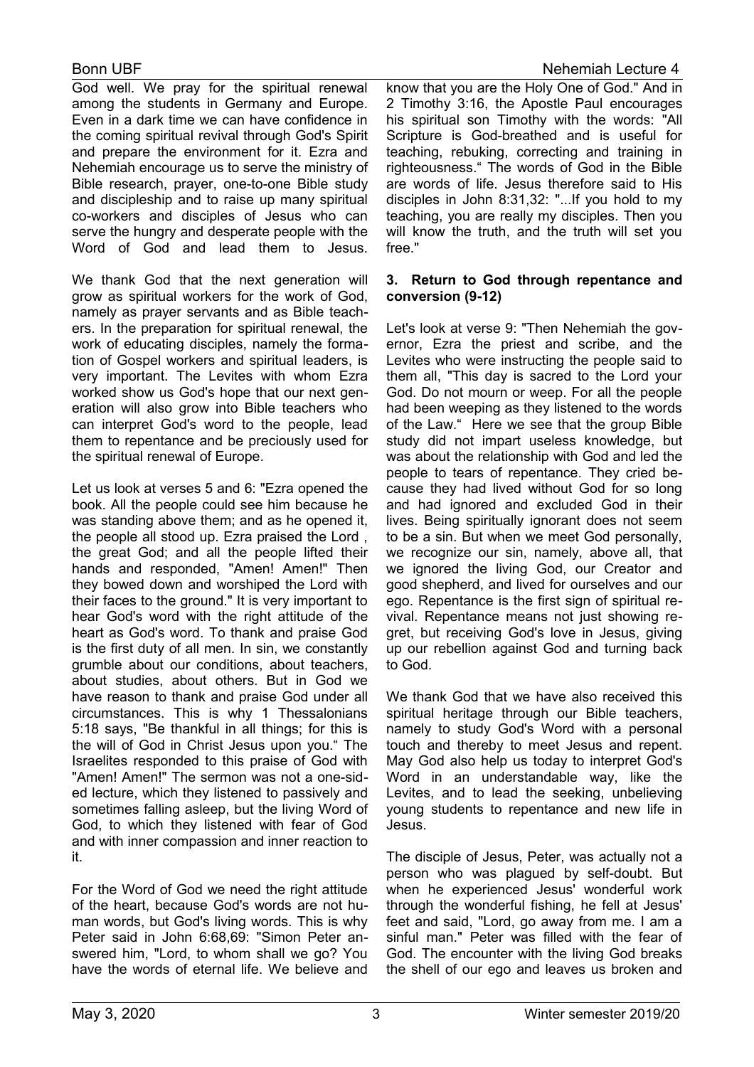God well. We pray for the spiritual renewal among the students in Germany and Europe. Even in a dark time we can have confidence in the coming spiritual revival through God's Spirit and prepare the environment for it. Ezra and Nehemiah encourage us to serve the ministry of Bible research, prayer, one-to-one Bible study and discipleship and to raise up many spiritual co-workers and disciples of Jesus who can serve the hungry and desperate people with the Word of God and lead them to Jesus.

We thank God that the next generation will grow as spiritual workers for the work of God, namely as prayer servants and as Bible teachers. In the preparation for spiritual renewal, the work of educating disciples, namely the formation of Gospel workers and spiritual leaders, is very important. The Levites with whom Ezra worked show us God's hope that our next generation will also grow into Bible teachers who can interpret God's word to the people, lead them to repentance and be preciously used for the spiritual renewal of Europe.

Let us look at verses 5 and 6: "Ezra opened the book. All the people could see him because he was standing above them; and as he opened it, the people all stood up. Ezra praised the Lord , the great God; and all the people lifted their hands and responded, "Amen! Amen!" Then they bowed down and worshiped the Lord with their faces to the ground." It is very important to hear God's word with the right attitude of the heart as God's word. To thank and praise God is the first duty of all men. In sin, we constantly grumble about our conditions, about teachers, about studies, about others. But in God we have reason to thank and praise God under all circumstances. This is why 1 Thessalonians 5:18 says, "Be thankful in all things; for this is the will of God in Christ Jesus upon you.“ The Israelites responded to this praise of God with "Amen! Amen!" The sermon was not a one-sided lecture, which they listened to passively and sometimes falling asleep, but the living Word of God, to which they listened with fear of God and with inner compassion and inner reaction to it.

For the Word of God we need the right attitude of the heart, because God's words are not human words, but God's living words. This is why Peter said in John 6:68,69: "Simon Peter answered him, "Lord, to whom shall we go? You have the words of eternal life. We believe and know that you are the Holy One of God." And in 2 Timothy 3:16, the Apostle Paul encourages his spiritual son Timothy with the words: "All Scripture is God-breathed and is useful for teaching, rebuking, correcting and training in righteousness.“ The words of God in the Bible are words of life. Jesus therefore said to His disciples in John 8:31,32: "...If you hold to my teaching, you are really my disciples. Then you will know the truth, and the truth will set you free."

### 3. Return to God through repentance and conversion (9-12)

Let's look at verse 9: "Then Nehemiah the governor, Ezra the priest and scribe, and the Levites who were instructing the people said to them all, "This day is sacred to the Lord your God. Do not mourn or weep. For all the people had been weeping as they listened to the words of the Law.“ Here we see that the group Bible study did not impart useless knowledge, but was about the relationship with God and led the people to tears of repentance. They cried because they had lived without God for so long and had ignored and excluded God in their lives. Being spiritually ignorant does not seem to be a sin. But when we meet God personally, we recognize our sin, namely, above all, that we ignored the living God, our Creator and good shepherd, and lived for ourselves and our ego. Repentance is the first sign of spiritual revival. Repentance means not just showing regret, but receiving God's love in Jesus, giving up our rebellion against God and turning back to God.

We thank God that we have also received this spiritual heritage through our Bible teachers, namely to study God's Word with a personal touch and thereby to meet Jesus and repent. May God also help us today to interpret God's Word in an understandable way, like the Levites, and to lead the seeking, unbelieving young students to repentance and new life in Jesus.

The disciple of Jesus, Peter, was actually not a person who was plagued by self-doubt. But when he experienced Jesus' wonderful work through the wonderful fishing, he fell at Jesus' feet and said, "Lord, go away from me. I am a sinful man." Peter was filled with the fear of God. The encounter with the living God breaks the shell of our ego and leaves us broken and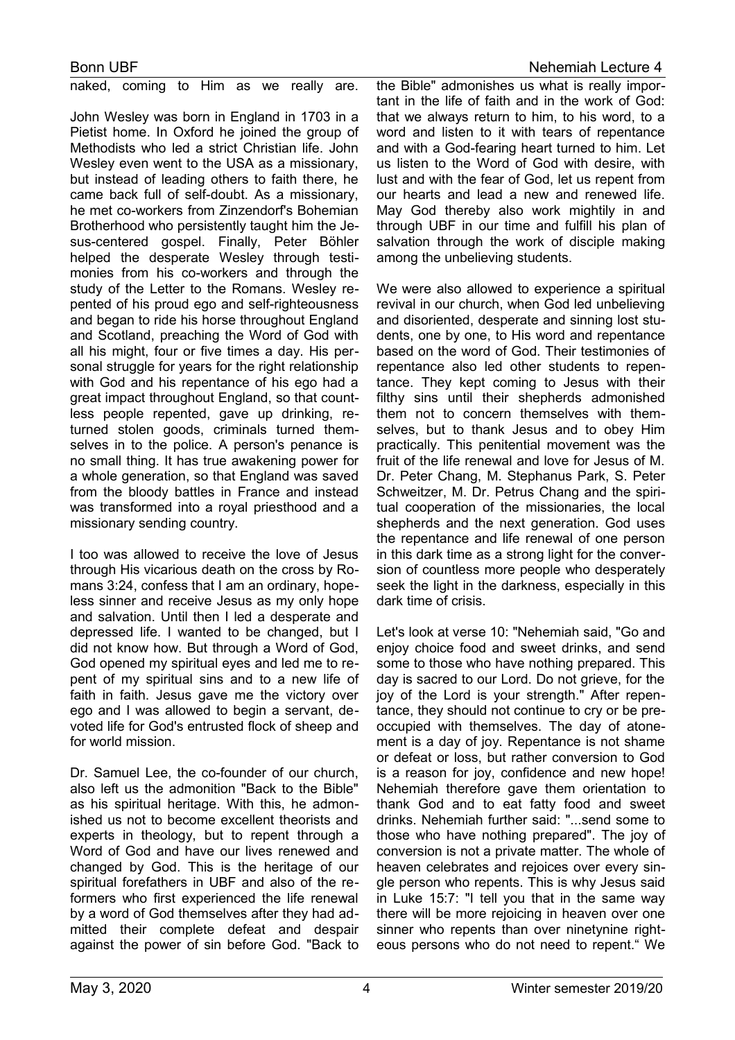naked, coming to Him as we really are.

John Wesley was born in England in 1703 in a Pietist home. In Oxford he joined the group of Methodists who led a strict Christian life. John Wesley even went to the USA as a missionary, but instead of leading others to faith there, he came back full of self-doubt. As a missionary, he met co-workers from Zinzendorf's Bohemian Brotherhood who persistently taught him the Jesus-centered gospel. Finally, Peter Böhler helped the desperate Wesley through testimonies from his co-workers and through the study of the Letter to the Romans. Wesley repented of his proud ego and self-righteousness and began to ride his horse throughout England and Scotland, preaching the Word of God with all his might, four or five times a day. His personal struggle for years for the right relationship with God and his repentance of his ego had a great impact throughout England, so that countless people repented, gave up drinking, returned stolen goods, criminals turned themselves in to the police. A person's penance is no small thing. It has true awakening power for a whole generation, so that England was saved from the bloody battles in France and instead was transformed into a royal priesthood and a missionary sending country.

I too was allowed to receive the love of Jesus through His vicarious death on the cross by Romans 3:24, confess that I am an ordinary, hopeless sinner and receive Jesus as my only hope and salvation. Until then I led a desperate and depressed life. I wanted to be changed, but I did not know how. But through a Word of God, God opened my spiritual eyes and led me to repent of my spiritual sins and to a new life of faith in faith. Jesus gave me the victory over ego and I was allowed to begin a servant, devoted life for God's entrusted flock of sheep and for world mission.

Dr. Samuel Lee, the co-founder of our church, also left us the admonition "Back to the Bible" as his spiritual heritage. With this, he admonished us not to become excellent theorists and experts in theology, but to repent through a Word of God and have our lives renewed and changed by God. This is the heritage of our spiritual forefathers in UBF and also of the reformers who first experienced the life renewal by a word of God themselves after they had admitted their complete defeat and despair against the power of sin before God. "Back to the Bible" admonishes us what is really important in the life of faith and in the work of God: that we always return to him, to his word, to a word and listen to it with tears of repentance and with a God-fearing heart turned to him. Let us listen to the Word of God with desire, with lust and with the fear of God, let us repent from our hearts and lead a new and renewed life. May God thereby also work mightily in and through UBF in our time and fulfill his plan of salvation through the work of disciple making among the unbelieving students.

We were also allowed to experience a spiritual revival in our church, when God led unbelieving and disoriented, desperate and sinning lost students, one by one, to His word and repentance based on the word of God. Their testimonies of repentance also led other students to repentance. They kept coming to Jesus with their filthy sins until their shepherds admonished them not to concern themselves with themselves, but to thank Jesus and to obey Him practically. This penitential movement was the fruit of the life renewal and love for Jesus of M. Dr. Peter Chang, M. Stephanus Park, S. Peter Schweitzer, M. Dr. Petrus Chang and the spiritual cooperation of the missionaries, the local shepherds and the next generation. God uses the repentance and life renewal of one person in this dark time as a strong light for the conversion of countless more people who desperately seek the light in the darkness, especially in this dark time of crisis.

Let's look at verse 10: "Nehemiah said, "Go and enjoy choice food and sweet drinks, and send some to those who have nothing prepared. This day is sacred to our Lord. Do not grieve, for the joy of the Lord is your strength." After repentance, they should not continue to cry or be preoccupied with themselves. The day of atonement is a day of joy. Repentance is not shame or defeat or loss, but rather conversion to God is a reason for joy, confidence and new hope! Nehemiah therefore gave them orientation to thank God and to eat fatty food and sweet drinks. Nehemiah further said: "...send some to those who have nothing prepared". The joy of conversion is not a private matter. The whole of heaven celebrates and rejoices over every single person who repents. This is why Jesus said in Luke 15:7: "I tell you that in the same way there will be more rejoicing in heaven over one sinner who repents than over ninetynine righteous persons who do not need to repent." We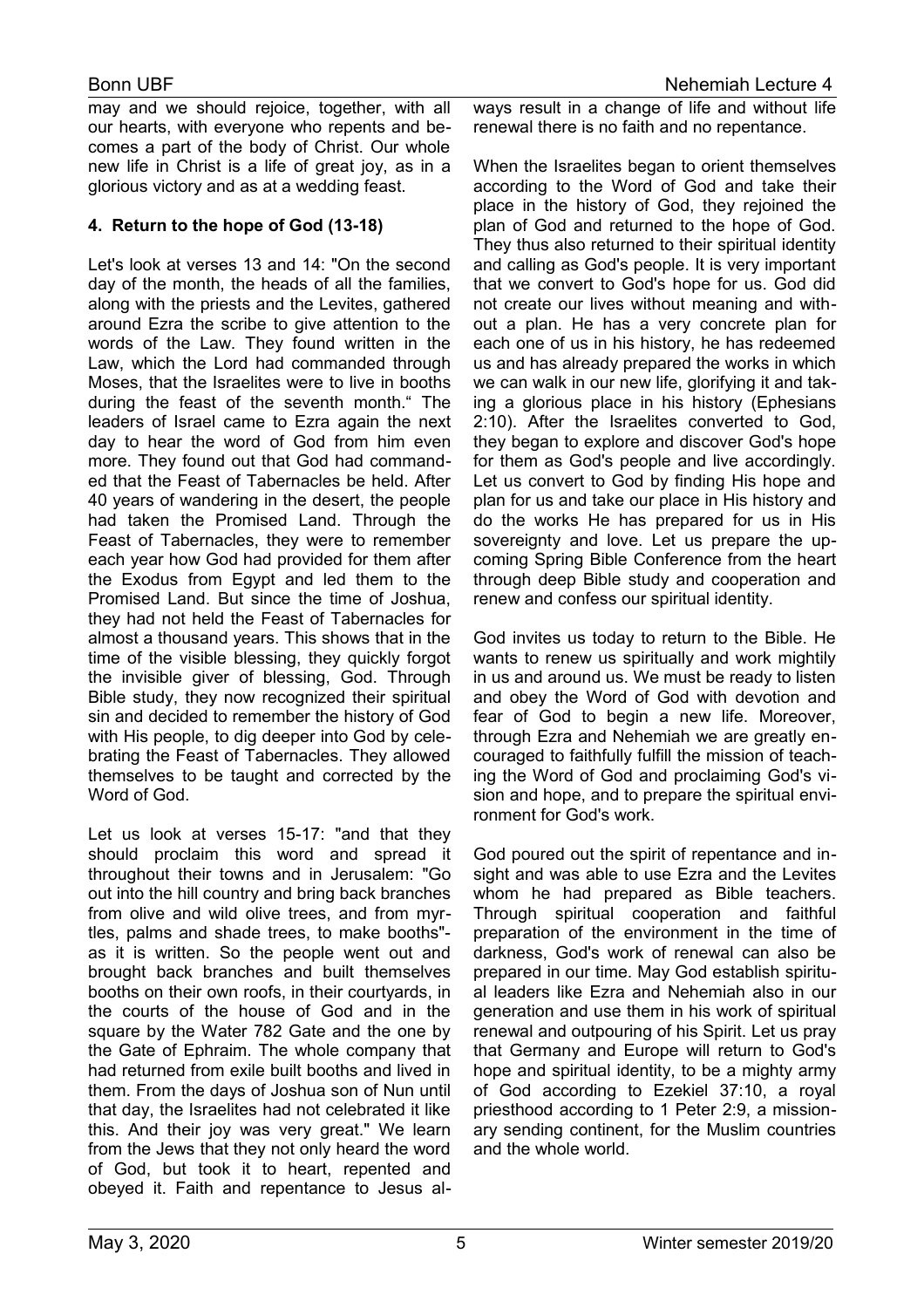may and we should rejoice, together, with all our hearts, with everyone who repents and becomes a part of the body of Christ. Our whole new life in Christ is a life of great joy, as in a glorious victory and as at a wedding feast.

**4. Return to the hope of God (13-18)**

Let's look at verses 13 and 14: "On the second day of the month, the heads of all the families, along with the priests and the Levites, gathered around Ezra the scribe to give attention to the words of the Law. They found written in the Law, which the Lord had commanded through Moses, that the Israelites were to live in booths during the feast of the seventh month." The leaders of Israel came to Ezra again the next day to hear the word of God from him even more. They found out that God had commanded that the Feast of Tabernacles be held. After 40 years of wandering in the desert, the people had taken the Promised Land. Through the Feast of Tabernacles, they were to remember each year how God had provided for them after the Exodus from Egypt and led them to the Promised Land. But since the time of Joshua, they had not held the Feast of Tabernacles for almost a thousand years. This shows that in the time of the visible blessing, they quickly forgot the invisible giver of blessing, God. Through Bible study, they now recognized their spiritual sin and decided to remember the history of God with His people, to dig deeper into God by celebrating the Feast of Tabernacles. They allowed themselves to be taught and corrected by the Word of God.

Let us look at verses 15-17: "and that they should proclaim this word and spread it throughout their towns and in Jerusalem: "Go out into the hill country and bring back branches from olive and wild olive trees, and from myrtles, palms and shade trees, to make booths"- as it is written. So the people went out and brought back branches and built themselves booths on their own roofs, in their courtyards, in the courts of the house of God and in the square by the Water 782 Gate and the one by the Gate of Ephraim. The whole company that had returned from exile built booths and lived in them. From the days of Joshua son of Nun until that day, the Israelites had not celebrated it like this. And their joy was very great." We learn from the Jews that they not only heard the word of God, but took it to heart, repented and obeyed it. Faith and repentance to Jesus always result in a change of life and without life renewal there is no faith and no repentance.

When the Israelites began to orient themselves according to the Word of God and take their place in the history of God, they rejoined the plan of God and returned to the hope of God. They thus also returned to their spiritual identity and calling as God's people. It is very important that we convert to God's hope for us. God did not create our lives without meaning and without a plan. He has a very concrete plan for each one of us in his history, he has redeemed us and has already prepared the works in which we can walk in our new life, glorifying it and taking a glorious place in his history (Ephesians 2:10). After the Israelites converted to God, they began to explore and discover God's hope for them as God's people and live accordingly. Let us convert to God by finding His hope and plan for us and take our place in His history and do the works He has prepared for us in His sovereignty and love. Let us prepare the upcoming Spring Bible Conference from the heart through deep Bible study and cooperation and renew and confess our spiritual identity.

God invites us today to return to the Bible. He wants to renew us spiritually and work mightily in us and around us. We must be ready to listen and obey the Word of God with devotion and fear of God to begin a new life. Moreover, through Ezra and Nehemiah we are greatly encouraged to faithfully fulfill the mission of teaching the Word of God and proclaiming God's vision and hope, and to prepare the spiritual environment for God's work.

God poured out the spirit of repentance and insight and was able to use Ezra and the Levites whom he had prepared as Bible teachers. Through spiritual cooperation and faithful preparation of the environment in the time of darkness, God's work of renewal can also be prepared in our time. May God establish spiritual leaders like Ezra and Nehemiah also in our generation and use them in his work of spiritual renewal and outpouring of his Spirit. Let us pray that Germany and Europe will return to God's hope and spiritual identity, to be a mighty army of God according to Ezekiel 37:10, a royal priesthood according to 1 Peter 2:9, a missionary sending continent, for the Muslim countries and the whole world.